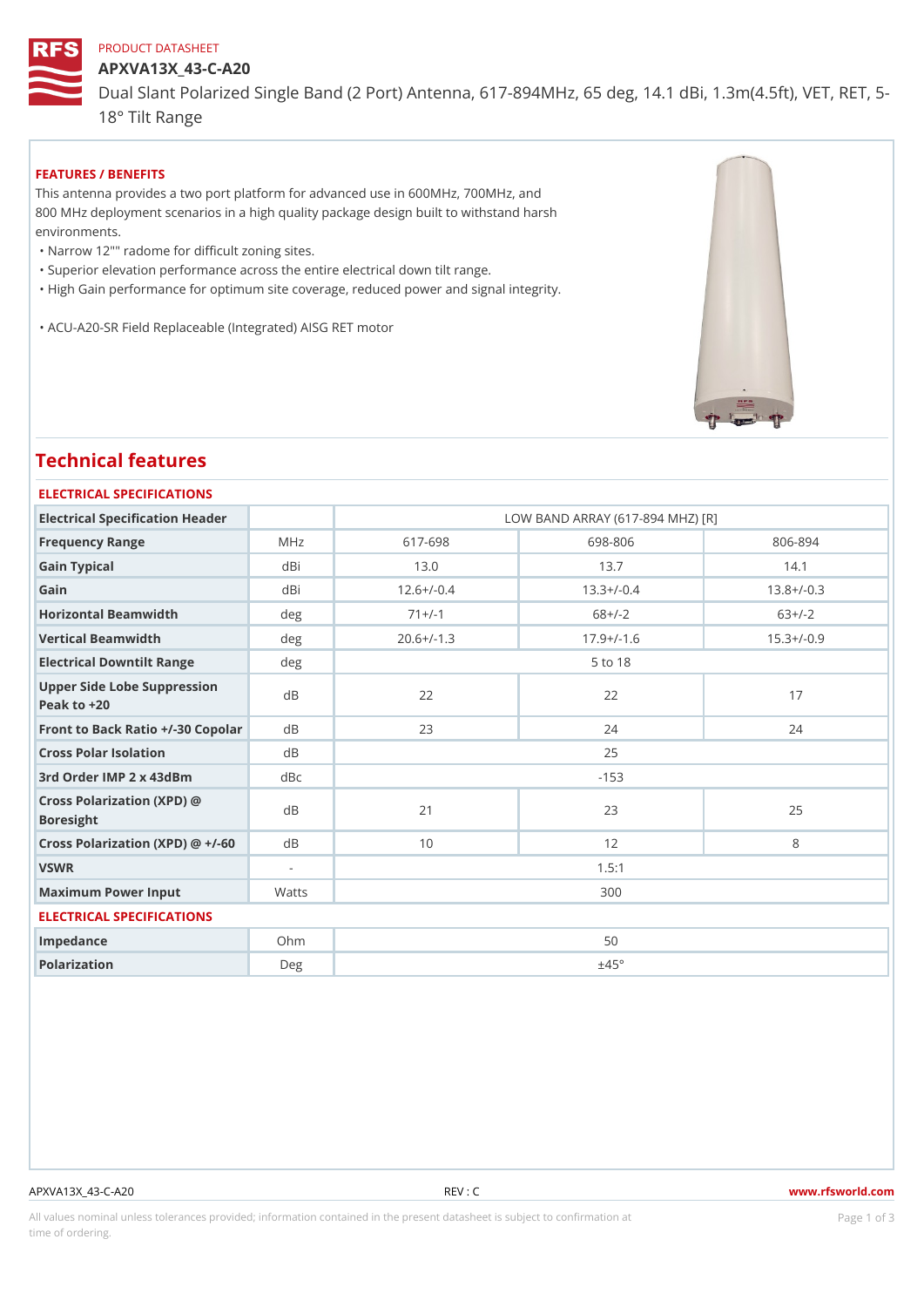PRODUCT DATASHEET

# APXVA13X_43-C-A20

Dual Slant Polarized Single Band (2 Port) Antenna, 617-894MHz, 65 deg, 14.1 dBi, 1.3m(4.5ft), VET, RET, 5-18° Tilt Range

## FEATURES / BENEFITS

This antenna provides a two port platform for advanced use in 600MHz, 700MHz, and 800 MHz deployment scenarios in a high quality package design built to withstand harsh environments.

- Narrow 12"" radome for difficult zoning sites.
- Superior elevation performance across the entire electrical down tilt range.
- High Gain performance for optimum site coverage, reduced power and signal integrity.
- ACU-A20-SR Field Replaceable (Integrated) AISG RET motor

## Technical features

### ELECTRICAL SPECIFICATIONS

| Electrical Specification Header | | LOW BAND ARRAY (617-894 MHZ) [R] | | |
|---|---|---|---|---|
| Frequency Range | MHz | 617-698 | 698-806 | 806-894 |
| Gain Typical | dBi | 13.0 | 13.7 | 14.1 |
| Gain | dBi | 12.6+/-0.4 | 13.3+/-0.4 | 13.8+/-0.3 |
| Horizontal Beamwidth | deg | 71+/-1 | 68+/-2 | 63+/-2 |
| Vertical Beamwidth | deg | 20.6+/-1.3 | 17.9+/-1.6 | 15.3+/-0.9 |
| Electrical Downtilt Range | deg | 5 to 18 | | |
| Upper Side Lobe Suppression Peak to +20 | dB | 22 | 22 | 17 |
| Front to Back Ratio +/-30 Copolar | dB | 23 | 24 | 24 |
| Cross Polar Isolation | dB | 25 | | |
| 3rd Order IMP 2 x 43dBm | dBc | -153 | | |
| Cross Polarization (XPD) @ Boresight | dB | 21 | 23 | 25 |
| Cross Polarization (XPD) @ +/-60 | dB | 10 | 12 | 8 |
| VSWR | - | 1.5:1 | | |
| Maximum Power Input | Watts | 300 | | |

### ELECTRICAL SPECIFICATIONS

| | | |
|---|---|---|
| Impedance | Ohm | 50 |
| Polarization | Deg | ±45° |

All values nominal unless tolerances provided; information contained in the present datasheet is subject to confirmation at time of ordering.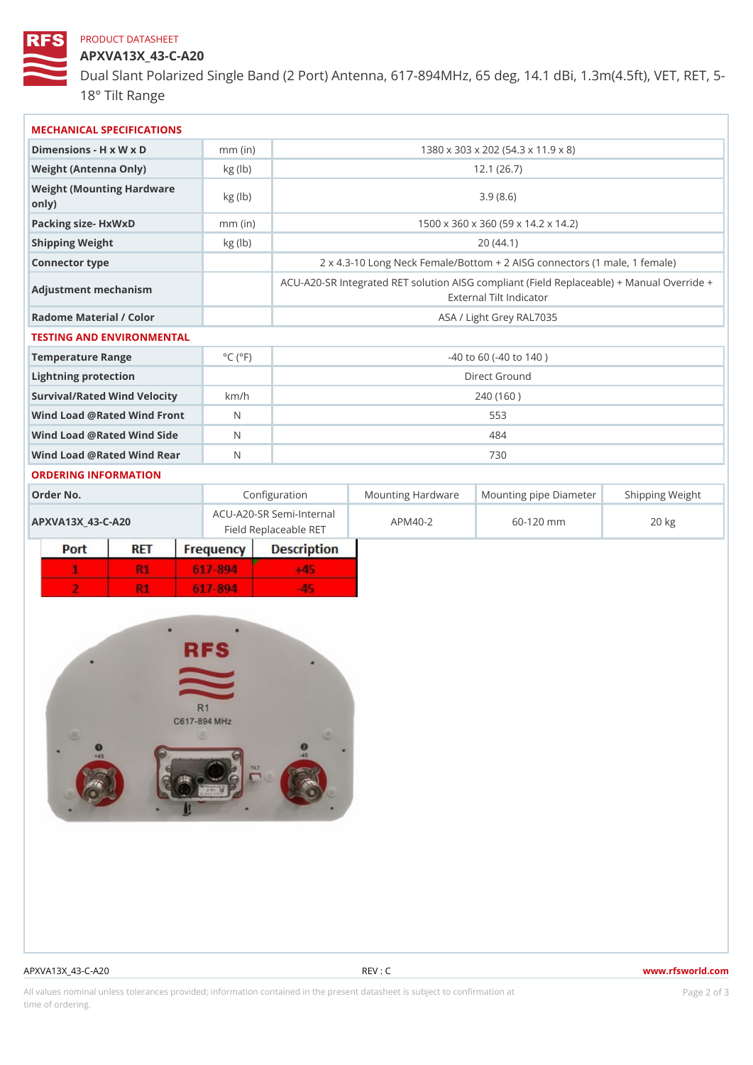PRODUCT DATASHEET

# APXVA13X_43-C-A20

Dual Slant Polarized Single Band (2 Port) Antenna, 617-894MHz, 65 deg, 14.1 dBi, 1.3m(4.5ft), VET, RET, 5-18° Tilt Range

## MECHANICAL SPECIFICATIONS

| | | |
|---|---|---|
| Dimensions - H x W x D | mm (in) | 1380 x 303 x 202 (54.3 x 11.9 x 8) |
| Weight (Antenna Only) | kg (lb) | 12.1 (26.7) |
| Weight (Mounting Hardware only) | kg (lb) | 3.9 (8.6) |
| Packing size- HxWxD | mm (in) | 1500 x 360 x 360 (59 x 14.2 x 14.2) |
| Shipping Weight | kg (lb) | 20 (44.1) |
| Connector type | | 2 x 4.3-10 Long Neck Female/Bottom + 2 AISG connectors (1 male, 1 female) |
| Adjustment mechanism | | ACU-A20-SR Integrated RET solution AISG compliant (Field Replaceable) + Manual Override + External Tilt Indicator |
| Radome Material / Color | | ASA / Light Grey RAL7035 |

## TESTING AND ENVIRONMENTAL

| | | |
|---|---|---|
| Temperature Range | °C (°F) | -40 to 60 (-40 to 140 ) |
| Lightning protection | | Direct Ground |
| Survival/Rated Wind Velocity | km/h | 240 (160 ) |
| Wind Load @Rated Wind Front | N | 553 |
| Wind Load @Rated Wind Side | N | 484 |
| Wind Load @Rated Wind Rear | N | 730 |

## ORDERING INFORMATION

| Order No. | Configuration | Mounting Hardware | Mounting pipe Diameter | Shipping Weight |
|---|---|---|---|---|
| APXVA13X_43-C-A20 | ACU-A20-SR Semi-Internal Field Replaceable RET | APM40-2 | 60-120 mm | 20 kg |

| Port | RET | Frequency | Description |
|---|---|---|---|
| 1 | R1 | 617-894 | +45 |
| 2 | R1 | 617-894 | -45 |

APXVA13X_43-C-A20 REV : C www.rfsworld.com

All values nominal unless tolerances provided; information contained in the present datasheet is subject to confirmation at time of ordering.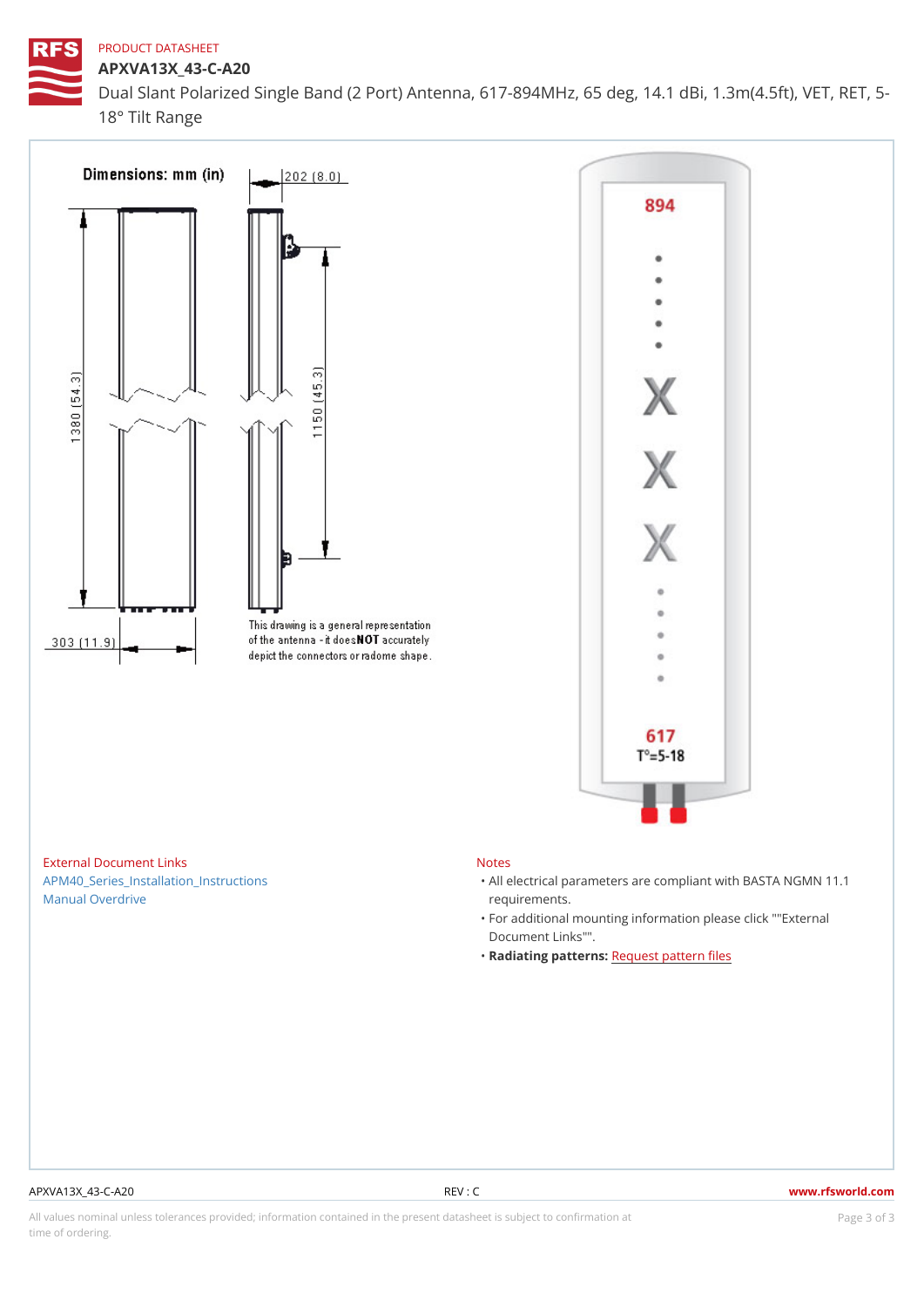PRODUCT DATASHEET

# APXVA13X_43-C-A20

Dual Slant Polarized Single Band (2 Port) Antenna, 617-894MHz, 65 deg, 14.1 dBi, 1.3m(4.5ft), VET, RET, 5-18° Tilt Range

Dimensions: mm (in)

202 (8.0)

1380 (54.3)

1150 (45.3)

303 (11.9)

This drawing is a general representation of the antenna - it does NOT accurately depict the connectors or radome shape.

894

617

T°=5-18

## External Document Links

APM40_Series_Installation_Instructions
Manual Overdrive

## Notes

- All electrical parameters are compliant with BASTA NGMN 11.1 requirements.
- For additional mounting information please click ""External Document Links"".
- **Radiating patterns:** Request pattern files

APXVA13X_43-C-A20 REV : C www.rfsworld.com

All values nominal unless tolerances provided; information contained in the present datasheet is subject to confirmation at time of ordering.